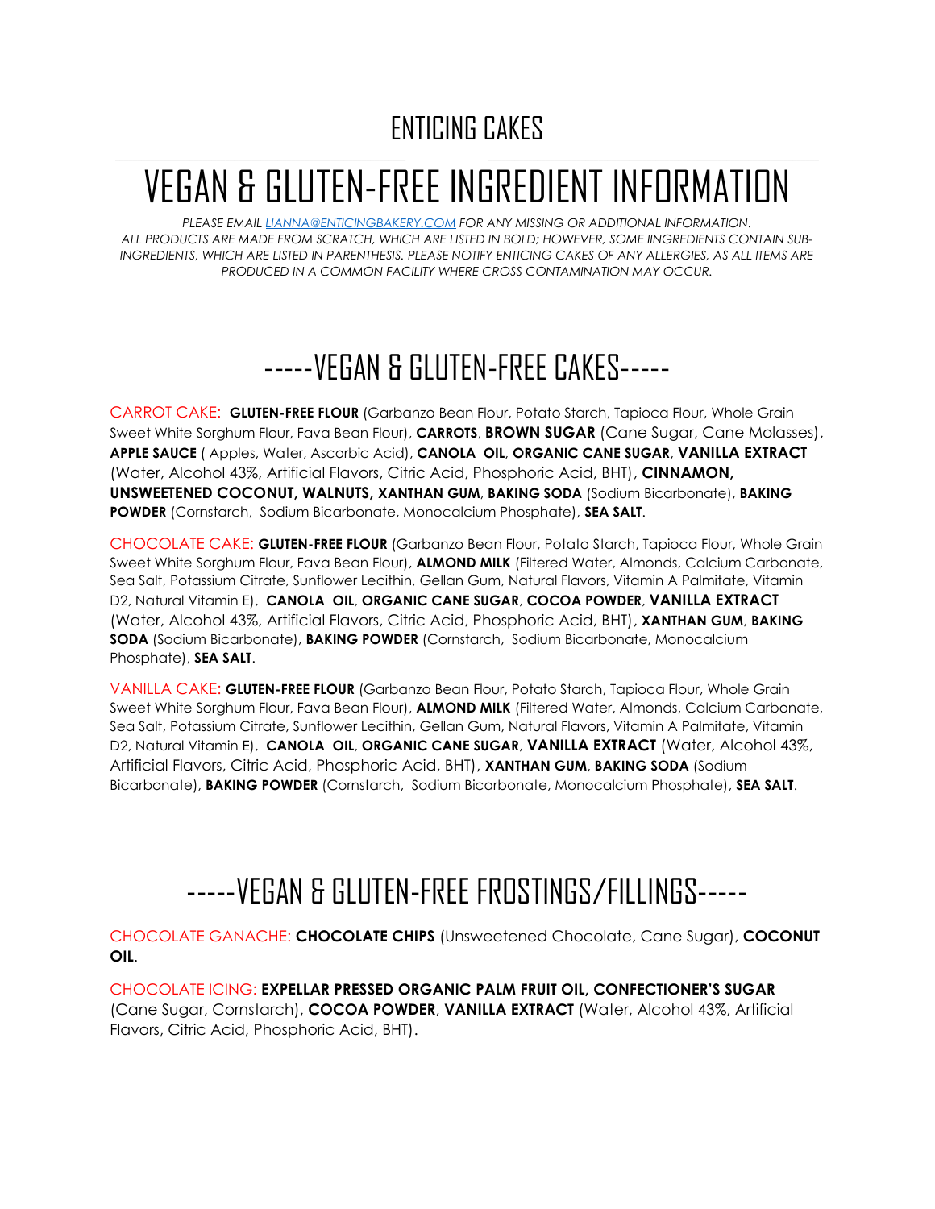# ENTICING CAKES

# VEGAN & GLUTEN-FREE INGREDIENT INFORMATION

*PLEASE EMAIL [LIANNA@ENTICINGBAKERY.COM](mailto:LIANNA@ENTICINGBAKERY.COM) FOR ANY MISSING OR ADDITIONAL INFORMATION. ALL PRODUCTS ARE MADE FROM SCRATCH, WHICH ARE LISTED IN BOLD; HOWEVER, SOME IINGREDIENTS CONTAIN SUB-INGREDIENTS, WHICH ARE LISTED IN PARENTHESIS. PLEASE NOTIFY ENTICING CAKES OF ANY ALLERGIES, AS ALL ITEMS ARE PRODUCED IN A COMMON FACILITY WHERE CROSS CONTAMINATION MAY OCCUR.*

## -----VEGAN & GLUTEN-FREE CAKES-----

CARROT CAKE: **GLUTEN-FREE FLOUR** (Garbanzo Bean Flour, Potato Starch, Tapioca Flour, Whole Grain Sweet White Sorghum Flour, Fava Bean Flour), **CARROTS**, **BROWN SUGAR** (Cane Sugar, Cane Molasses), **APPLE SAUCE** ( Apples, Water, Ascorbic Acid), **CANOLA OIL**, **ORGANIC CANE SUGAR**, **VANILLA EXTRACT** (Water, Alcohol 43%, Artificial Flavors, Citric Acid, Phosphoric Acid, BHT), **CINNAMON, UNSWEETENED COCONUT, WALNUTS, XANTHAN GUM**, **BAKING SODA** (Sodium Bicarbonate), **BAKING POWDER** (Cornstarch, Sodium Bicarbonate, Monocalcium Phosphate), **SEA SALT**.

CHOCOLATE CAKE: **GLUTEN-FREE FLOUR** (Garbanzo Bean Flour, Potato Starch, Tapioca Flour, Whole Grain Sweet White Sorghum Flour, Fava Bean Flour), **ALMOND MILK** (Filtered Water, Almonds, Calcium Carbonate, Sea Salt, Potassium Citrate, Sunflower Lecithin, Gellan Gum, Natural Flavors, Vitamin A Palmitate, Vitamin D2, Natural Vitamin E), **CANOLA OIL**, **ORGANIC CANE SUGAR**, **COCOA POWDER**, **VANILLA EXTRACT** (Water, Alcohol 43%, Artificial Flavors, Citric Acid, Phosphoric Acid, BHT), **XANTHAN GUM**, **BAKING SODA** (Sodium Bicarbonate), **BAKING POWDER** (Cornstarch, Sodium Bicarbonate, Monocalcium Phosphate), **SEA SALT**.

VANILLA CAKE: **GLUTEN-FREE FLOUR** (Garbanzo Bean Flour, Potato Starch, Tapioca Flour, Whole Grain Sweet White Sorghum Flour, Fava Bean Flour), **ALMOND MILK** (Filtered Water, Almonds, Calcium Carbonate, Sea Salt, Potassium Citrate, Sunflower Lecithin, Gellan Gum, Natural Flavors, Vitamin A Palmitate, Vitamin D2, Natural Vitamin E), **CANOLA OIL**, **ORGANIC CANE SUGAR**, **VANILLA EXTRACT** (Water, Alcohol 43%, Artificial Flavors, Citric Acid, Phosphoric Acid, BHT), **XANTHAN GUM**, **BAKING SODA** (Sodium Bicarbonate), **BAKING POWDER** (Cornstarch, Sodium Bicarbonate, Monocalcium Phosphate), **SEA SALT**.

## -----VEGAN & GLUTEN-FREE FROSTINGS/FILLINGS-----

CHOCOLATE GANACHE: **CHOCOLATE CHIPS** (Unsweetened Chocolate, Cane Sugar), **COCONUT OIL**.

CHOCOLATE ICING: **EXPELLAR PRESSED ORGANIC PALM FRUIT OIL, CONFECTIONER'S SUGAR** (Cane Sugar, Cornstarch), **COCOA POWDER**, **VANILLA EXTRACT** (Water, Alcohol 43%, Artificial Flavors, Citric Acid, Phosphoric Acid, BHT).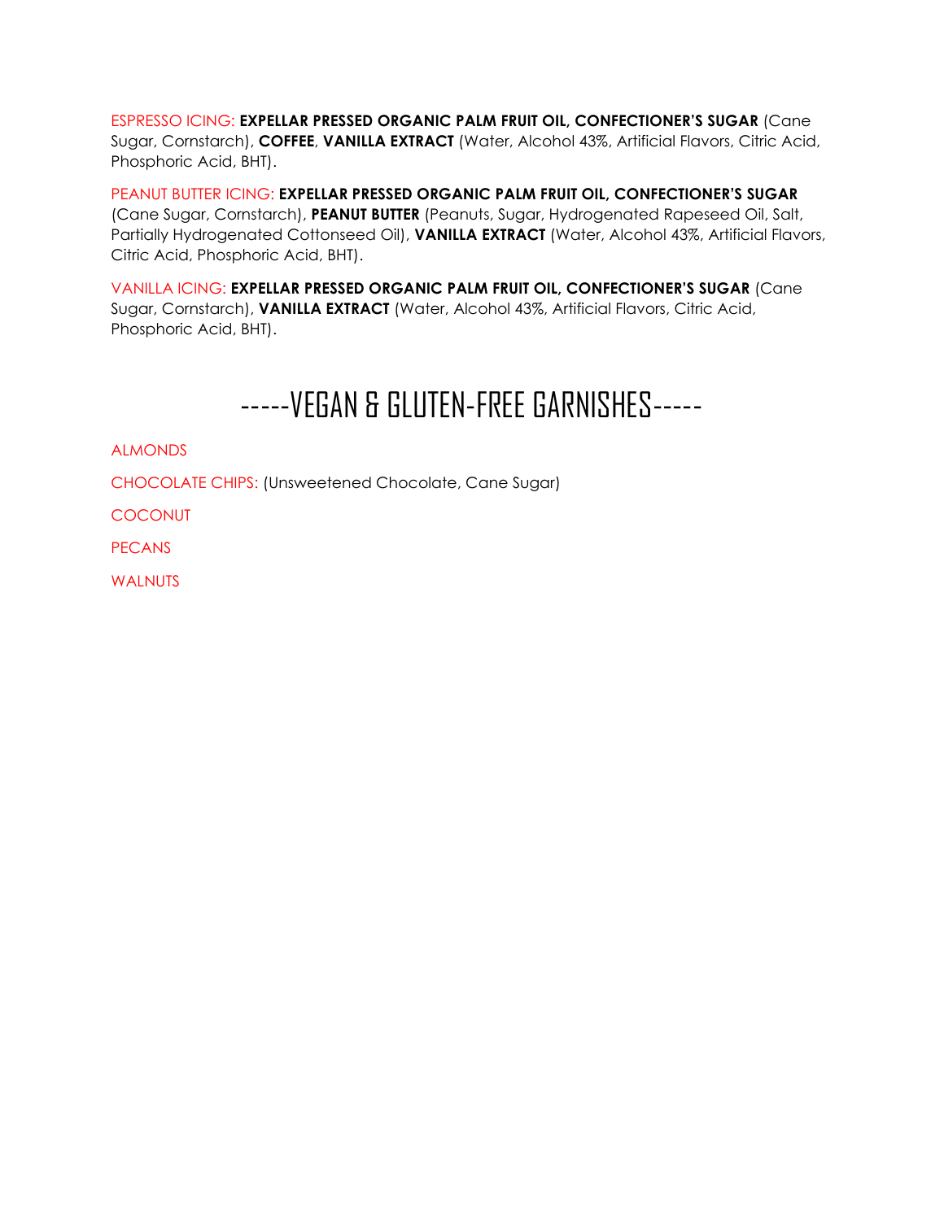ESPRESSO ICING: **EXPELLAR PRESSED ORGANIC PALM FRUIT OIL, CONFECTIONER'S SUGAR** (Cane Sugar, Cornstarch), **COFFEE**, **VANILLA EXTRACT** (Water, Alcohol 43%, Artificial Flavors, Citric Acid, Phosphoric Acid, BHT).

PEANUT BUTTER ICING: **EXPELLAR PRESSED ORGANIC PALM FRUIT OIL, CONFECTIONER'S SUGAR** (Cane Sugar, Cornstarch), **PEANUT BUTTER** (Peanuts, Sugar, Hydrogenated Rapeseed Oil, Salt, Partially Hydrogenated Cottonseed Oil), **VANILLA EXTRACT** (Water, Alcohol 43%, Artificial Flavors, Citric Acid, Phosphoric Acid, BHT).

VANILLA ICING: **EXPELLAR PRESSED ORGANIC PALM FRUIT OIL, CONFECTIONER'S SUGAR** (Cane Sugar, Cornstarch), **VANILLA EXTRACT** (Water, Alcohol 43%, Artificial Flavors, Citric Acid, Phosphoric Acid, BHT).

## -----VEGAN & GLUTEN-FREE GARNISHES-----

ALMONDS

CHOCOLATE CHIPS: (Unsweetened Chocolate, Cane Sugar)

COCONUT

PECANS

WALNUTS